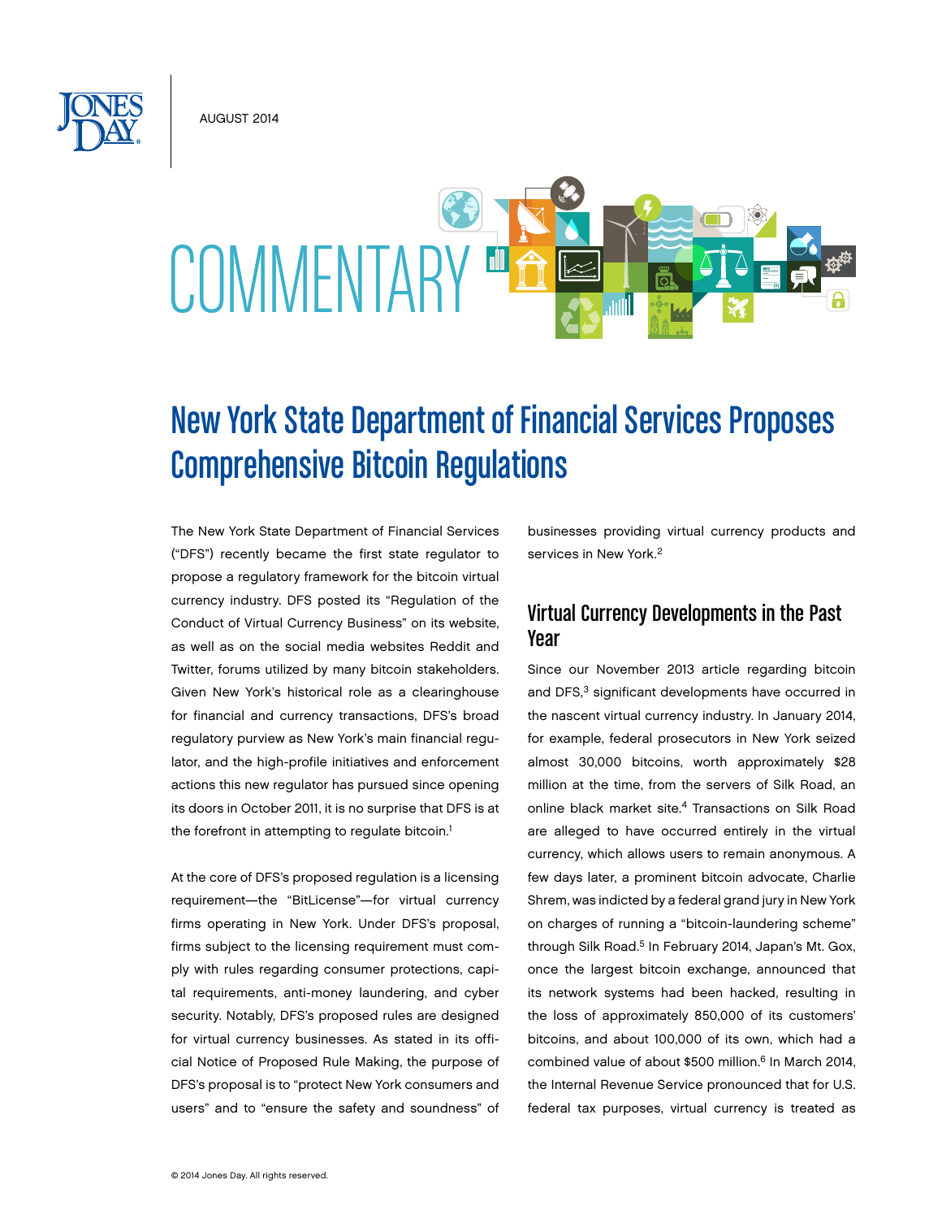AUGUST 2014

COMMENTARY

# New York State Department of Financial Services Proposes Comprehensive Bitcoin Regulations

The New York State Department of Financial Services ("DFS") recently became the first state regulator to propose a regulatory framework for the bitcoin virtual currency industry. DFS posted its "Regulation of the Conduct of Virtual Currency Business" on its website, as well as on the social media websites Reddit and Twitter, forums utilized by many bitcoin stakeholders. Given New York's historical role as a clearinghouse for financial and currency transactions, DFS's broad regulatory purview as New York's main financial regulator, and the high-profile initiatives and enforcement actions this new regulator has pursued since opening its doors in October 2011, it is no surprise that DFS is at the forefront in attempting to regulate bitcoin.[1]

At the core of DFS's proposed regulation is a licensing requirement—the "BitLicense"—for virtual currency firms operating in New York. Under DFS's proposal, firms subject to the licensing requirement must comply with rules regarding consumer protections, capital requirements, anti-money laundering, and cyber security. Notably, DFS's proposed rules are designed for virtual currency businesses. As stated in its official Notice of Proposed Rule Making, the purpose of DFS's proposal is to "protect New York consumers and users" and to "ensure the safety and soundness" of businesses providing virtual currency products and services in New York.[2]

## Virtual Currency Developments in the Past Year

Since our November 2013 article regarding bitcoin and DFS,[3] significant developments have occurred in the nascent virtual currency industry. In January 2014, for example, federal prosecutors in New York seized almost 30,000 bitcoins, worth approximately $28 million at the time, from the servers of Silk Road, an online black market site.[4] Transactions on Silk Road are alleged to have occurred entirely in the virtual currency, which allows users to remain anonymous. A few days later, a prominent bitcoin advocate, Charlie Shrem, was indicted by a federal grand jury in New York on charges of running a "bitcoin-laundering scheme" through Silk Road.[5] In February 2014, Japan's Mt. Gox, once the largest bitcoin exchange, announced that its network systems had been hacked, resulting in the loss of approximately 850,000 of its customers' bitcoins, and about 100,000 of its own, which had a combined value of about $500 million.[6] In March 2014, the Internal Revenue Service pronounced that for U.S. federal tax purposes, virtual currency is treated as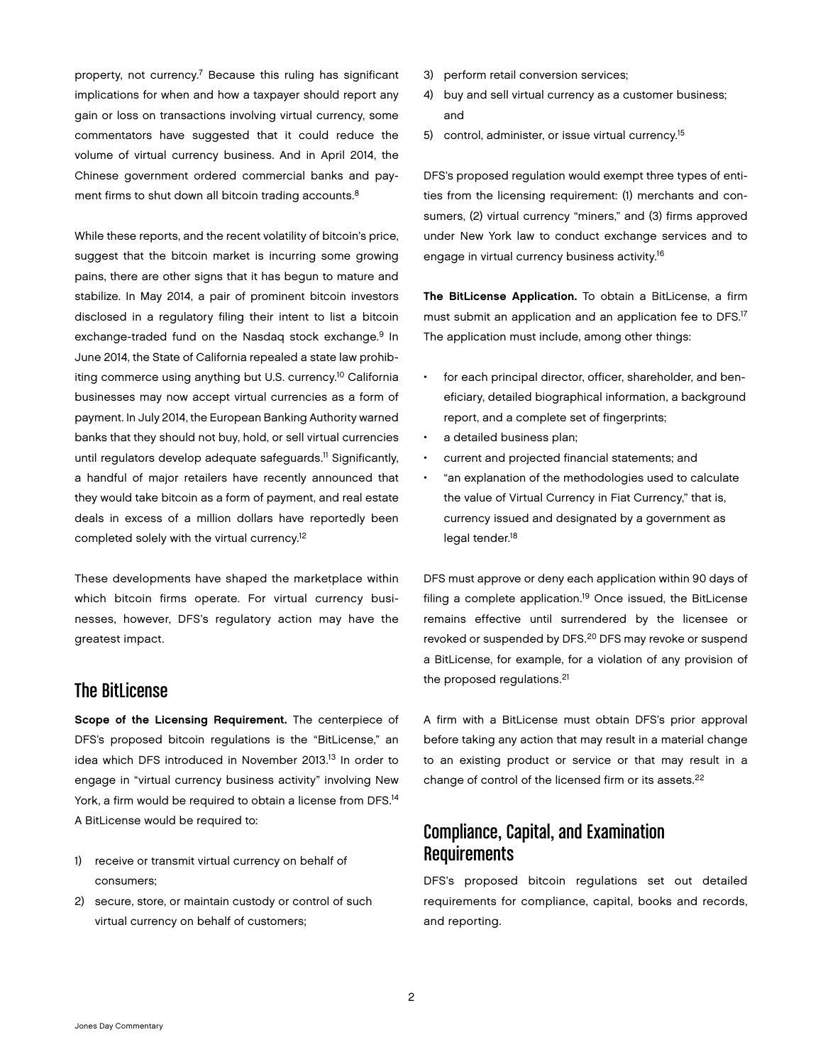property, not currency.[7] Because this ruling has significant implications for when and how a taxpayer should report any gain or loss on transactions involving virtual currency, some commentators have suggested that it could reduce the volume of virtual currency business. And in April 2014, the Chinese government ordered commercial banks and payment firms to shut down all bitcoin trading accounts.[8]

While these reports, and the recent volatility of bitcoin's price, suggest that the bitcoin market is incurring some growing pains, there are other signs that it has begun to mature and stabilize. In May 2014, a pair of prominent bitcoin investors disclosed in a regulatory filing their intent to list a bitcoin exchange-traded fund on the Nasdaq stock exchange.[9] In June 2014, the State of California repealed a state law prohibiting commerce using anything but U.S. currency.[10] California businesses may now accept virtual currencies as a form of payment. In July 2014, the European Banking Authority warned banks that they should not buy, hold, or sell virtual currencies until regulators develop adequate safeguards.[11] Significantly, a handful of major retailers have recently announced that they would take bitcoin as a form of payment, and real estate deals in excess of a million dollars have reportedly been completed solely with the virtual currency.[12]

These developments have shaped the marketplace within which bitcoin firms operate. For virtual currency businesses, however, DFS's regulatory action may have the greatest impact.

## The BitLicense

**Scope of the Licensing Requirement.** The centerpiece of DFS's proposed bitcoin regulations is the "BitLicense," an idea which DFS introduced in November 2013.[13] In order to engage in "virtual currency business activity" involving New York, a firm would be required to obtain a license from DFS.[14] A BitLicense would be required to:

1) receive or transmit virtual currency on behalf of consumers;
2) secure, store, or maintain custody or control of such virtual currency on behalf of customers;
3) perform retail conversion services;
4) buy and sell virtual currency as a customer business; and
5) control, administer, or issue virtual currency.[15]

DFS's proposed regulation would exempt three types of entities from the licensing requirement: (1) merchants and consumers, (2) virtual currency "miners," and (3) firms approved under New York law to conduct exchange services and to engage in virtual currency business activity.[16]

**The BitLicense Application.** To obtain a BitLicense, a firm must submit an application and an application fee to DFS.[17] The application must include, among other things:

- for each principal director, officer, shareholder, and beneficiary, detailed biographical information, a background report, and a complete set of fingerprints;
- a detailed business plan;
- current and projected financial statements; and
- "an explanation of the methodologies used to calculate the value of Virtual Currency in Fiat Currency," that is, currency issued and designated by a government as legal tender.[18]

DFS must approve or deny each application within 90 days of filing a complete application.[19] Once issued, the BitLicense remains effective until surrendered by the licensee or revoked or suspended by DFS.[20] DFS may revoke or suspend a BitLicense, for example, for a violation of any provision of the proposed regulations.[21]

A firm with a BitLicense must obtain DFS's prior approval before taking any action that may result in a material change to an existing product or service or that may result in a change of control of the licensed firm or its assets.[22]

## Compliance, Capital, and Examination Requirements

DFS's proposed bitcoin regulations set out detailed requirements for compliance, capital, books and records, and reporting.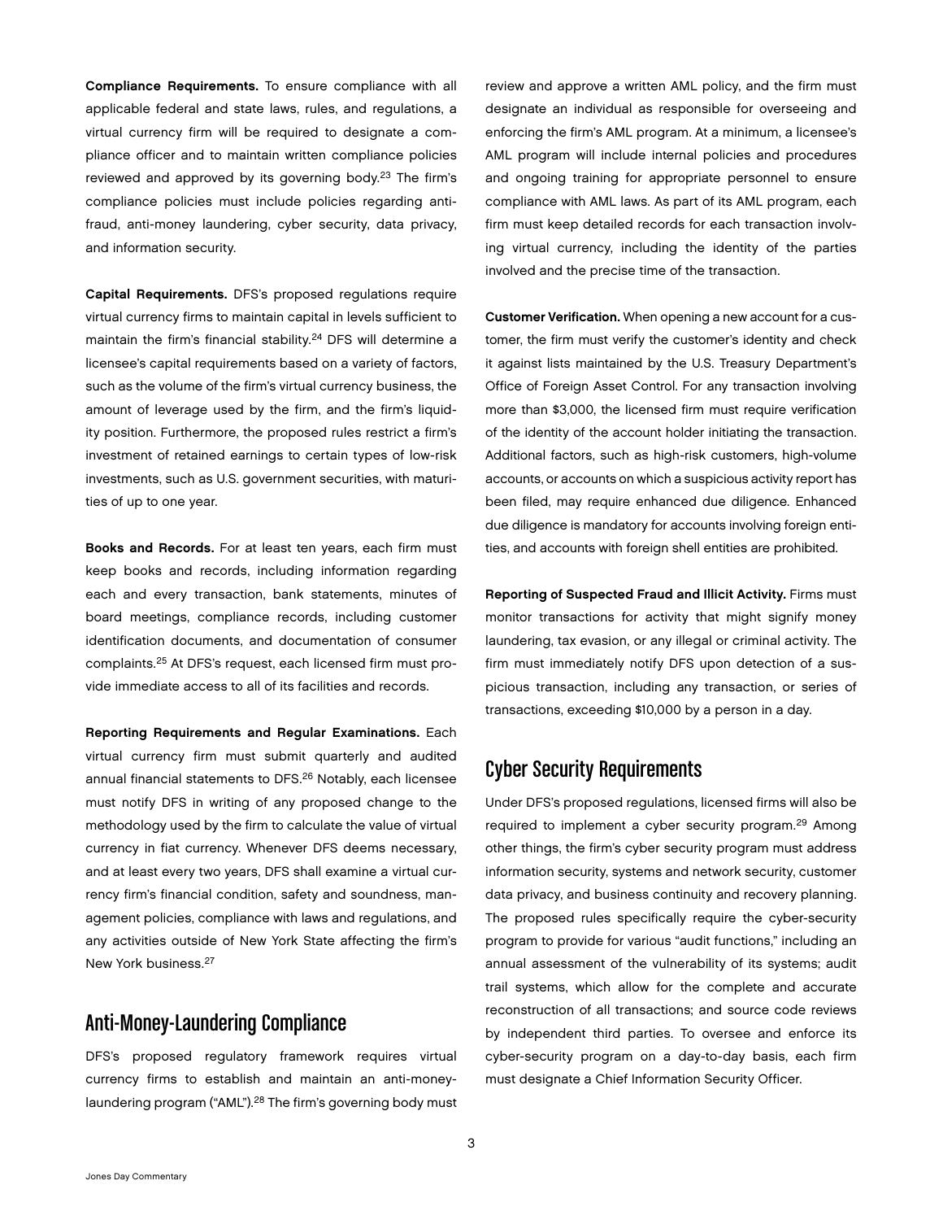**Compliance Requirements.** To ensure compliance with all applicable federal and state laws, rules, and regulations, a virtual currency firm will be required to designate a compliance officer and to maintain written compliance policies reviewed and approved by its governing body.[23] The firm's compliance policies must include policies regarding anti-fraud, anti-money laundering, cyber security, data privacy, and information security.

**Capital Requirements.** DFS's proposed regulations require virtual currency firms to maintain capital in levels sufficient to maintain the firm's financial stability.[24] DFS will determine a licensee's capital requirements based on a variety of factors, such as the volume of the firm's virtual currency business, the amount of leverage used by the firm, and the firm's liquidity position. Furthermore, the proposed rules restrict a firm's investment of retained earnings to certain types of low-risk investments, such as U.S. government securities, with maturities of up to one year.

**Books and Records.** For at least ten years, each firm must keep books and records, including information regarding each and every transaction, bank statements, minutes of board meetings, compliance records, including customer identification documents, and documentation of consumer complaints.[25] At DFS's request, each licensed firm must provide immediate access to all of its facilities and records.

**Reporting Requirements and Regular Examinations.** Each virtual currency firm must submit quarterly and audited annual financial statements to DFS.[26] Notably, each licensee must notify DFS in writing of any proposed change to the methodology used by the firm to calculate the value of virtual currency in fiat currency. Whenever DFS deems necessary, and at least every two years, DFS shall examine a virtual currency firm's financial condition, safety and soundness, management policies, compliance with laws and regulations, and any activities outside of New York State affecting the firm's New York business.[27]

## Anti-Money-Laundering Compliance

DFS's proposed regulatory framework requires virtual currency firms to establish and maintain an anti-money-laundering program ("AML").[28] The firm's governing body must review and approve a written AML policy, and the firm must designate an individual as responsible for overseeing and enforcing the firm's AML program. At a minimum, a licensee's AML program will include internal policies and procedures and ongoing training for appropriate personnel to ensure compliance with AML laws. As part of its AML program, each firm must keep detailed records for each transaction involving virtual currency, including the identity of the parties involved and the precise time of the transaction.

**Customer Verification.** When opening a new account for a customer, the firm must verify the customer's identity and check it against lists maintained by the U.S. Treasury Department's Office of Foreign Asset Control. For any transaction involving more than $3,000, the licensed firm must require verification of the identity of the account holder initiating the transaction. Additional factors, such as high-risk customers, high-volume accounts, or accounts on which a suspicious activity report has been filed, may require enhanced due diligence. Enhanced due diligence is mandatory for accounts involving foreign entities, and accounts with foreign shell entities are prohibited.

**Reporting of Suspected Fraud and Illicit Activity.** Firms must monitor transactions for activity that might signify money laundering, tax evasion, or any illegal or criminal activity. The firm must immediately notify DFS upon detection of a suspicious transaction, including any transaction, or series of transactions, exceeding $10,000 by a person in a day.

## Cyber Security Requirements

Under DFS's proposed regulations, licensed firms will also be required to implement a cyber security program.[29] Among other things, the firm's cyber security program must address information security, systems and network security, customer data privacy, and business continuity and recovery planning. The proposed rules specifically require the cyber-security program to provide for various "audit functions," including an annual assessment of the vulnerability of its systems; audit trail systems, which allow for the complete and accurate reconstruction of all transactions; and source code reviews by independent third parties. To oversee and enforce its cyber-security program on a day-to-day basis, each firm must designate a Chief Information Security Officer.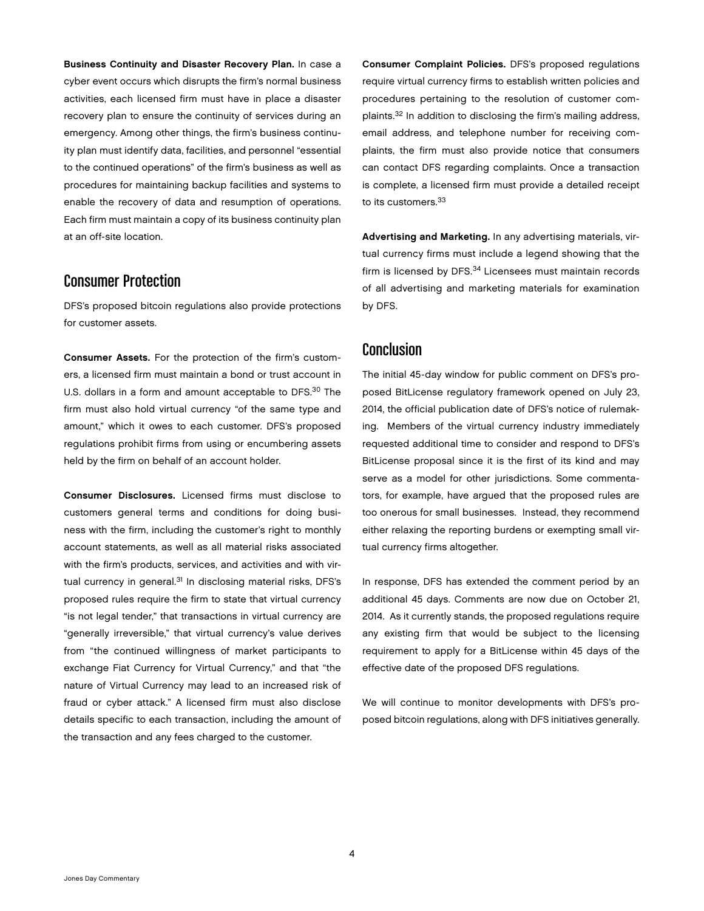**Business Continuity and Disaster Recovery Plan.** In case a cyber event occurs which disrupts the firm's normal business activities, each licensed firm must have in place a disaster recovery plan to ensure the continuity of services during an emergency. Among other things, the firm's business continuity plan must identify data, facilities, and personnel "essential to the continued operations" of the firm's business as well as procedures for maintaining backup facilities and systems to enable the recovery of data and resumption of operations. Each firm must maintain a copy of its business continuity plan at an off-site location.

## Consumer Protection

DFS's proposed bitcoin regulations also provide protections for customer assets.

**Consumer Assets.** For the protection of the firm's customers, a licensed firm must maintain a bond or trust account in U.S. dollars in a form and amount acceptable to DFS.[30] The firm must also hold virtual currency "of the same type and amount," which it owes to each customer. DFS's proposed regulations prohibit firms from using or encumbering assets held by the firm on behalf of an account holder.

**Consumer Disclosures.** Licensed firms must disclose to customers general terms and conditions for doing business with the firm, including the customer's right to monthly account statements, as well as all material risks associated with the firm's products, services, and activities and with virtual currency in general.[31] In disclosing material risks, DFS's proposed rules require the firm to state that virtual currency "is not legal tender," that transactions in virtual currency are "generally irreversible," that virtual currency's value derives from "the continued willingness of market participants to exchange Fiat Currency for Virtual Currency," and that "the nature of Virtual Currency may lead to an increased risk of fraud or cyber attack." A licensed firm must also disclose details specific to each transaction, including the amount of the transaction and any fees charged to the customer.

**Consumer Complaint Policies.** DFS's proposed regulations require virtual currency firms to establish written policies and procedures pertaining to the resolution of customer complaints.[32] In addition to disclosing the firm's mailing address, email address, and telephone number for receiving complaints, the firm must also provide notice that consumers can contact DFS regarding complaints. Once a transaction is complete, a licensed firm must provide a detailed receipt to its customers.[33]

**Advertising and Marketing.** In any advertising materials, virtual currency firms must include a legend showing that the firm is licensed by DFS.[34] Licensees must maintain records of all advertising and marketing materials for examination by DFS.

## Conclusion

The initial 45-day window for public comment on DFS's proposed BitLicense regulatory framework opened on July 23, 2014, the official publication date of DFS's notice of rulemaking. Members of the virtual currency industry immediately requested additional time to consider and respond to DFS's BitLicense proposal since it is the first of its kind and may serve as a model for other jurisdictions. Some commentators, for example, have argued that the proposed rules are too onerous for small businesses. Instead, they recommend either relaxing the reporting burdens or exempting small virtual currency firms altogether.

In response, DFS has extended the comment period by an additional 45 days. Comments are now due on October 21, 2014. As it currently stands, the proposed regulations require any existing firm that would be subject to the licensing requirement to apply for a BitLicense within 45 days of the effective date of the proposed DFS regulations.

We will continue to monitor developments with DFS's proposed bitcoin regulations, along with DFS initiatives generally.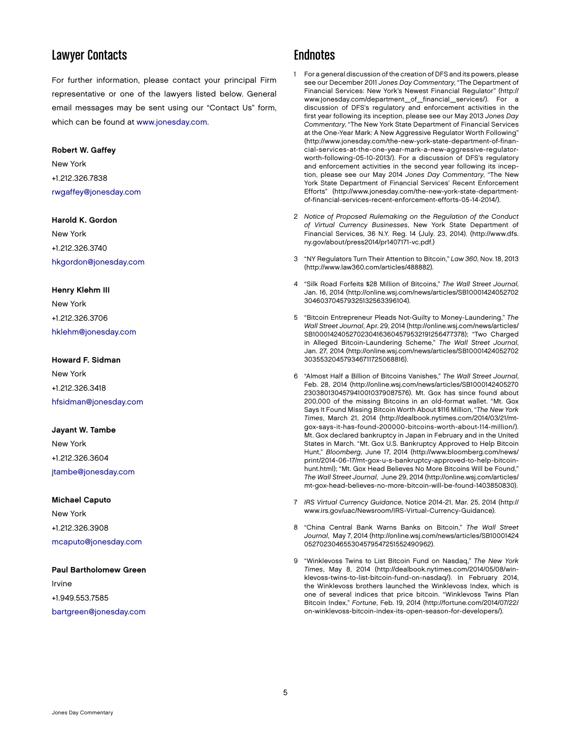## Lawyer Contacts

For further information, please contact your principal Firm representative or one of the lawyers listed below. General email messages may be sent using our "Contact Us" form, which can be found at www.jonesday.com.

**Robert W. Gaffey**
New York
+1.212.326.7838
rwgaffey@jonesday.com

**Harold K. Gordon**
New York
+1.212.326.3740
hkgordon@jonesday.com

**Henry Klehm III**
New York
+1.212.326.3706
hklehm@jonesday.com

**Howard F. Sidman**
New York
+1.212.326.3418
hfsidman@jonesday.com

**Jayant W. Tambe**
New York
+1.212.326.3604
jtambe@jonesday.com

**Michael Caputo**
New York
+1.212.326.3908
mcaputo@jonesday.com

**Paul Bartholomew Green**
Irvine
+1.949.553.7585
bartgreen@jonesday.com

## Endnotes

1 For a general discussion of the creation of DFS and its powers, please see our December 2011 *Jones Day Commentary*, "The Department of Financial Services: New York's Newest Financial Regulator" (http://www.jonesday.com/department__of__financial__services/). For a discussion of DFS's regulatory and enforcement activities in the first year following its inception, please see our May 2013 *Jones Day Commentary*, "The New York State Department of Financial Services at the One-Year Mark: A New Aggressive Regulator Worth Following" (http://www.jonesday.com/the-new-york-state-department-of-financial-services-at-the-one-year-mark-a-new-aggressive-regulator-worth-following-05-10-2013/). For a discussion of DFS's regulatory and enforcement activities in the second year following its inception, please see our May 2014 *Jones Day Commentary*, "The New York State Department of Financial Services' Recent Enforcement Efforts" (http://www.jonesday.com/the-new-york-state-department-of-financial-services-recent-enforcement-efforts-05-14-2014/).

2 *Notice of Proposed Rulemaking on the Regulation of the Conduct of Virtual Currency Businesses*, New York State Department of Financial Services, 36 N.Y. Reg. 14 (July. 23, 2014). (http://www.dfs.ny.gov/about/press2014/pr1407171-vc.pdf.)

3 "NY Regulators Turn Their Attention to Bitcoin," *Law 360*, Nov. 18, 2013 (http://www.law360.com/articles/488882).

4 "Silk Road Forfeits $28 Million of Bitcoins," *The Wall Street Journal*, Jan. 16, 2014 (http://online.wsj.com/news/articles/SB10001424052702304603704579325132563396104).

5 "Bitcoin Entrepreneur Pleads Not-Guilty to Money-Laundering," *The Wall Street Journal*, Apr. 29, 2014 (http://online.wsj.com/news/articles/SB10001424052702304163604579532191256477378); "Two Charged in Alleged Bitcoin-Laundering Scheme," *The Wall Street Journal*, Jan. 27, 2014 (http://online.wsj.com/news/articles/SB10001424052702303553204579346711725068816).

6 "Almost Half a Billion of Bitcoins Vanishes," *The Wall Street Journal*, Feb. 28, 2014 (http://online.wsj.com/news/articles/SB10001424052702303801304579410010379087576). Mt. Gox has since found about 200,000 of the missing Bitcoins in an old-format wallet. "Mt. Gox Says It Found Missing Bitcoin Worth About $116 Million, "*The New York Times*, March 21, 2014 (http://dealbook.nytimes.com/2014/03/21/mt-gox-says-it-has-found-200000-bitcoins-worth-about-114-million/). Mt. Gox declared bankruptcy in Japan in February and in the United States in March. "Mt. Gox U.S. Bankruptcy Approved to Help Bitcoin Hunt," *Bloomberg*, June 17, 2014 (http://www.bloomberg.com/news/print/2014-06-17/mt-gox-u-s-bankruptcy-approved-to-help-bitcoin-hunt.html); "Mt. Gox Head Believes No More Bitcoins Will be Found," *The Wall Street Journal*, June 29, 2014 (http://online.wsj.com/articles/mt-gox-head-believes-no-more-bitcoin-will-be-found-1403850830).

7 *IRS Virtual Currency Guidance*, Notice 2014-21, Mar. 25, 2014 (http://www.irs.gov/uac/Newsroom/IRS-Virtual-Currency-Guidance).

8 "China Central Bank Warns Banks on Bitcoin," *The Wall Street Journal*, May 7, 2014 (http://online.wsj.com/news/articles/SB10001424052702304655304579547251552490962).

9 "Winklevoss Twins to List Bitcoin Fund on Nasdaq," *The New York Times*, May 8, 2014 (http://dealbook.nytimes.com/2014/05/08/winklevoss-twins-to-list-bitcoin-fund-on-nasdaq/). In February 2014, the Winklevoss brothers launched the Winklevoss Index, which is one of several indices that price bitcoin. "Winklevoss Twins Plan Bitcoin Index," *Fortune*, Feb. 19, 2014 (http://fortune.com/2014/07/22/on-winklevoss-bitcoin-index-its-open-season-for-developers/).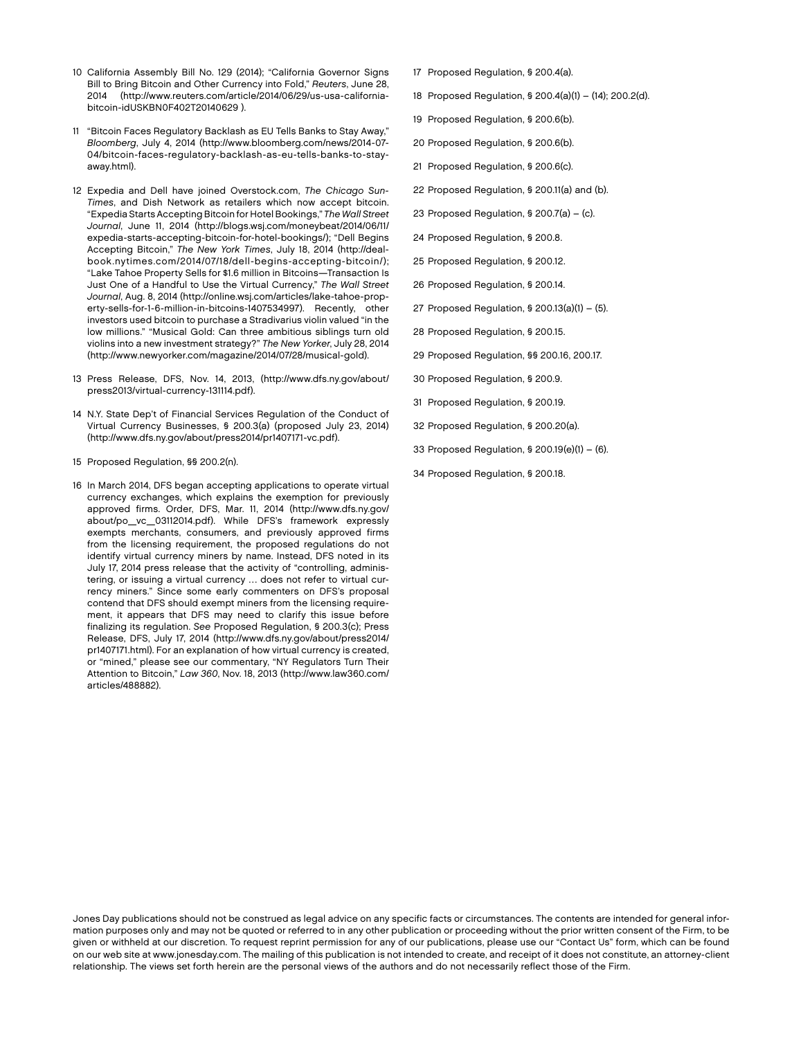10 California Assembly Bill No. 129 (2014); "California Governor Signs Bill to Bring Bitcoin and Other Currency into Fold," *Reuters*, June 28, 2014 (http://www.reuters.com/article/2014/06/29/us-usa-california-bitcoin-idUSKBN0F402T20140629 ).

11 "Bitcoin Faces Regulatory Backlash as EU Tells Banks to Stay Away," *Bloomberg*, July 4, 2014 (http://www.bloomberg.com/news/2014-07-04/bitcoin-faces-regulatory-backlash-as-eu-tells-banks-to-stay-away.html).

12 Expedia and Dell have joined Overstock.com, *The Chicago Sun-Times*, and Dish Network as retailers which now accept bitcoin. "Expedia Starts Accepting Bitcoin for Hotel Bookings," *The Wall Street Journal*, June 11, 2014 (http://blogs.wsj.com/moneybeat/2014/06/11/expedia-starts-accepting-bitcoin-for-hotel-bookings/); "Dell Begins Accepting Bitcoin," *The New York Times*, July 18, 2014 (http://dealbook.nytimes.com/2014/07/18/dell-begins-accepting-bitcoin/); "Lake Tahoe Property Sells for $1.6 million in Bitcoins—Transaction Is Just One of a Handful to Use the Virtual Currency," *The Wall Street Journal*, Aug. 8, 2014 (http://online.wsj.com/articles/lake-tahoe-property-sells-for-1-6-million-in-bitcoins-1407534997). Recently, other investors used bitcoin to purchase a Stradivarius violin valued "in the low millions." "Musical Gold: Can three ambitious siblings turn old violins into a new investment strategy?" *The New Yorker*, July 28, 2014 (http://www.newyorker.com/magazine/2014/07/28/musical-gold).

13 Press Release, DFS, Nov. 14, 2013, (http://www.dfs.ny.gov/about/press2013/virtual-currency-131114.pdf).

14 N.Y. State Dep't of Financial Services Regulation of the Conduct of Virtual Currency Businesses, § 200.3(a) (proposed July 23, 2014) (http://www.dfs.ny.gov/about/press2014/pr1407171-vc.pdf).

15 Proposed Regulation, §§ 200.2(n).

16 In March 2014, DFS began accepting applications to operate virtual currency exchanges, which explains the exemption for previously approved firms. Order, DFS, Mar. 11, 2014 (http://www.dfs.ny.gov/about/po__vc__03112014.pdf). While DFS's framework expressly exempts merchants, consumers, and previously approved firms from the licensing requirement, the proposed regulations do not identify virtual currency miners by name. Instead, DFS noted in its July 17, 2014 press release that the activity of "controlling, administering, or issuing a virtual currency … does not refer to virtual currency miners." Since some early commenters on DFS's proposal contend that DFS should exempt miners from the licensing requirement, it appears that DFS may need to clarify this issue before finalizing its regulation. *See* Proposed Regulation, § 200.3(c); Press Release, DFS, July 17, 2014 (http://www.dfs.ny.gov/about/press2014/pr1407171.html). For an explanation of how virtual currency is created, or "mined," please see our commentary, "NY Regulators Turn Their Attention to Bitcoin," *Law 360*, Nov. 18, 2013 (http://www.law360.com/articles/488882).

17 Proposed Regulation, § 200.4(a).

18 Proposed Regulation, § 200.4(a)(1) – (14); 200.2(d).

19 Proposed Regulation, § 200.6(b).

20 Proposed Regulation, § 200.6(b).

21 Proposed Regulation, § 200.6(c).

22 Proposed Regulation, § 200.11(a) and (b).

23 Proposed Regulation, § 200.7(a) – (c).

24 Proposed Regulation, § 200.8.

25 Proposed Regulation, § 200.12.

26 Proposed Regulation, § 200.14.

27 Proposed Regulation, § 200.13(a)(1) – (5).

28 Proposed Regulation, § 200.15.

29 Proposed Regulation, §§ 200.16, 200.17.

30 Proposed Regulation, § 200.9.

31 Proposed Regulation, § 200.19.

32 Proposed Regulation, § 200.20(a).

33 Proposed Regulation, § 200.19(e)(1) – (6).

34 Proposed Regulation, § 200.18.

Jones Day publications should not be construed as legal advice on any specific facts or circumstances. The contents are intended for general information purposes only and may not be quoted or referred to in any other publication or proceeding without the prior written consent of the Firm, to be given or withheld at our discretion. To request reprint permission for any of our publications, please use our "Contact Us" form, which can be found on our web site at www.jonesday.com. The mailing of this publication is not intended to create, and receipt of it does not constitute, an attorney-client relationship. The views set forth herein are the personal views of the authors and do not necessarily reflect those of the Firm.